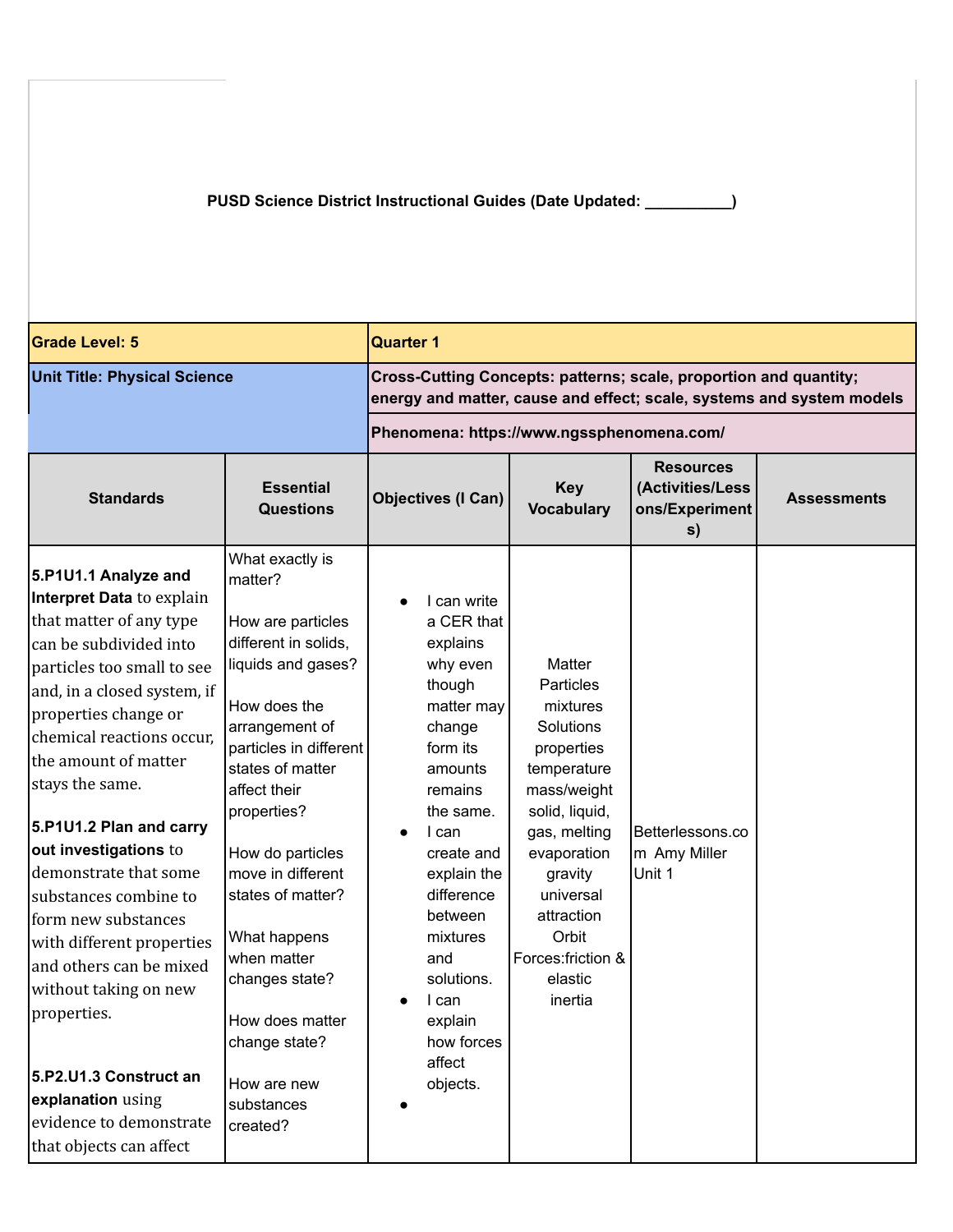**PUSD Science District Instructional Guides (Date Updated: __________)**

| **Grade Level: 5** | | **Quarter 1** | | | |
|---|---|---|---|---|---|
| **Unit Title: Physical Science** | | **Cross-Cutting Concepts: patterns; scale, proportion and quantity; energy and matter, cause and effect; scale, systems and system models** | | | |
| | | **Phenomena: https://www.ngssphenomena.com/** | | | |
| **Standards** | **Essential Questions** | **Objectives (I Can)** | **Key Vocabulary** | **Resources (Activities/Lessons/Experiments)** | **Assessments** |
| **5.P1U1.1 Analyze and Interpret Data** to explain that matter of any type can be subdivided into particles too small to see and, in a closed system, if properties change or chemical reactions occur, the amount of matter stays the same.<br><br>**5.P1U1.2 Plan and carry out investigations** to demonstrate that some substances combine to form new substances with different properties and others can be mixed without taking on new properties.<br><br>**5.P2.U1.3 Construct an explanation** using evidence to demonstrate that objects can affect | What exactly is matter?<br><br>How are particles different in solids, liquids and gases?<br><br>How does the arrangement of particles in different states of matter affect their properties?<br><br>How do particles move in different states of matter?<br><br>What happens when matter changes state?<br><br>How does matter change state?<br><br>How are new substances created? | • I can write a CER that explains why even though matter may change form its amounts remains the same.<br>• I can create and explain the difference between mixtures and solutions.<br>• I can explain how forces affect objects.<br>• | Matter<br>Particles<br>mixtures<br>Solutions<br>properties<br>temperature<br>mass/weight<br>solid, liquid, gas, melting<br>evaporation<br>gravity<br>universal attraction<br>Orbit<br>Forces:friction & elastic<br>inertia | Betterlessons.com Amy Miller Unit 1 | |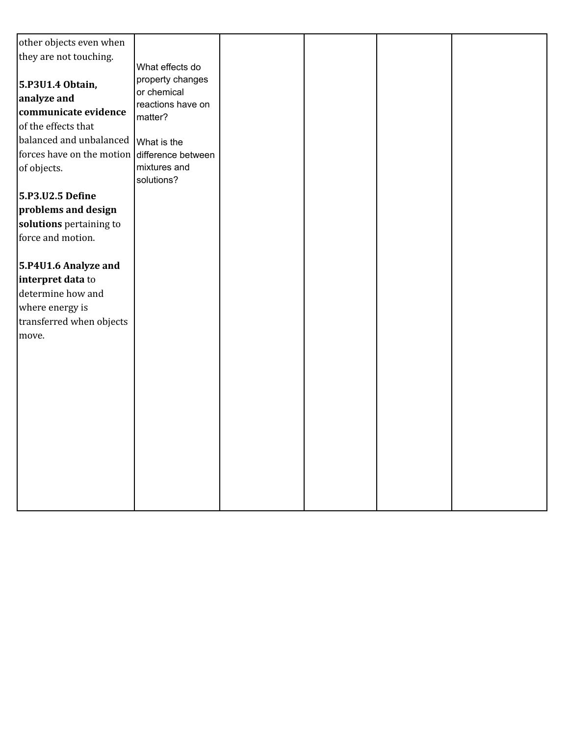| | | | | | |
|---|---|---|---|---|---|
| other objects even when they are not touching.<br><br>**5.P3U1.4 Obtain, analyze and communicate evidence** of the effects that balanced and unbalanced forces have on the motion of objects.<br><br>**5.P3.U2.5 Define problems and design solutions** pertaining to force and motion.<br><br>**5.P4U1.6 Analyze and interpret data** to determine how and where energy is transferred when objects move. | What effects do property changes or chemical reactions have on matter?<br><br>What is the difference between mixtures and solutions? | | | | |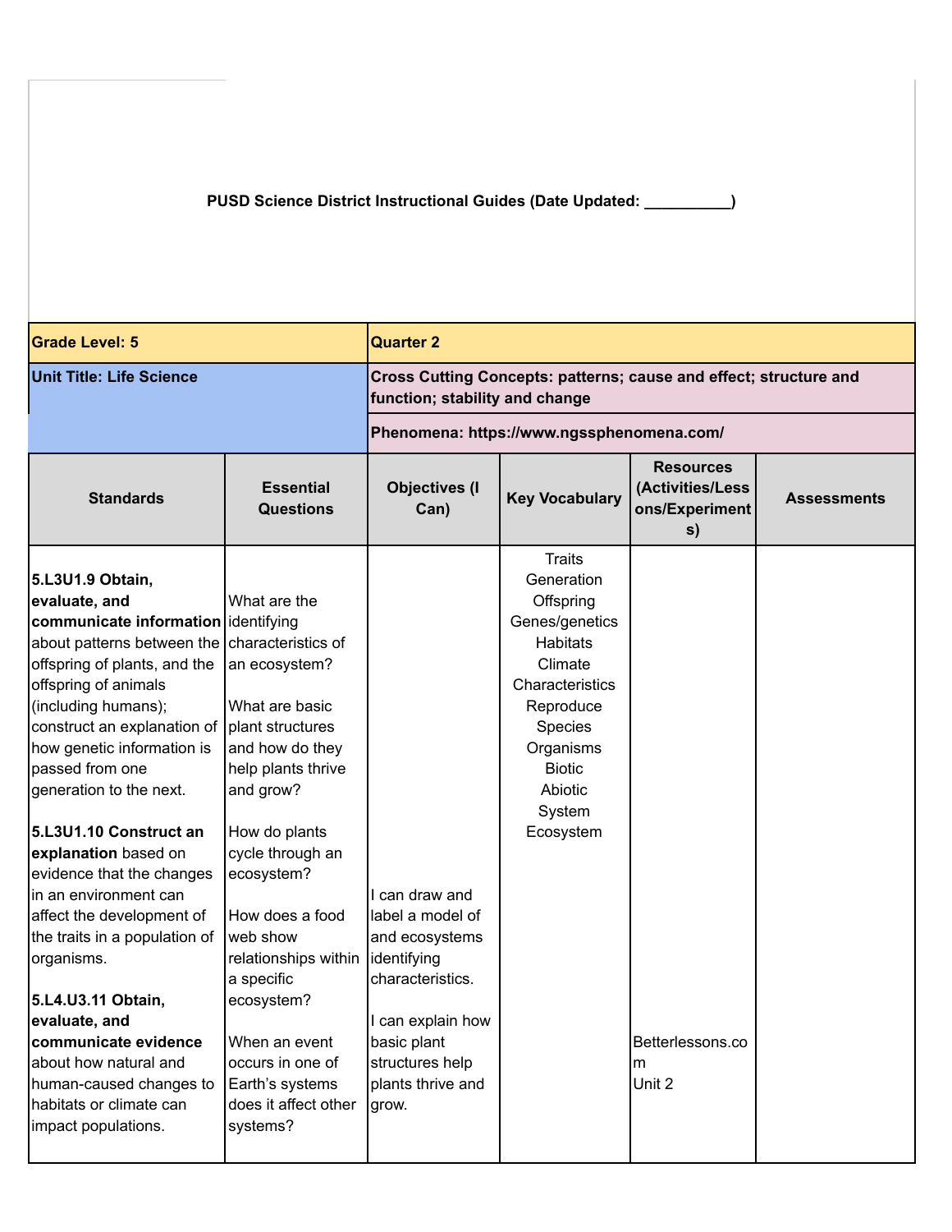**PUSD Science District Instructional Guides (Date Updated: __________)**

| **Grade Level: 5** | | **Quarter 2** | | | |
|---|---|---|---|---|---|
| **Unit Title: Life Science** | | **Cross Cutting Concepts: patterns; cause and effect; structure and function; stability and change** | | | |
| | | **Phenomena: https://www.ngssphenomena.com/** | | | |
| **Standards** | **Essential Questions** | **Objectives (I Can)** | **Key Vocabulary** | **Resources (Activities/Lessons/Experiments)** | **Assessments** |
| **5.L3U1.9 Obtain, evaluate, and communicate information** about patterns between the offspring of plants, and the offspring of animals (including humans); construct an explanation of how genetic information is passed from one generation to the next.<br><br>**5.L3U1.10 Construct an explanation** based on evidence that the changes in an environment can affect the development of the traits in a population of organisms.<br><br>**5.L4.U3.11 Obtain, evaluate, and communicate evidence** about how natural and human-caused changes to habitats or climate can impact populations. | What are the identifying characteristics of an ecosystem?<br><br>What are basic plant structures and how do they help plants thrive and grow?<br><br>How do plants cycle through an ecosystem?<br><br>How does a food web show relationships within a specific ecosystem?<br><br>When an event occurs in one of Earth's systems does it affect other systems? | I can draw and label a model of and ecosystems identifying characteristics.<br><br>I can explain how basic plant structures help plants thrive and grow. | Traits<br>Generation<br>Offspring<br>Genes/genetics<br>Habitats<br>Climate<br>Characteristics<br>Reproduce<br>Species<br>Organisms<br>Biotic<br>Abiotic<br>System<br>Ecosystem | Betterlessons.com<br>Unit 2 | |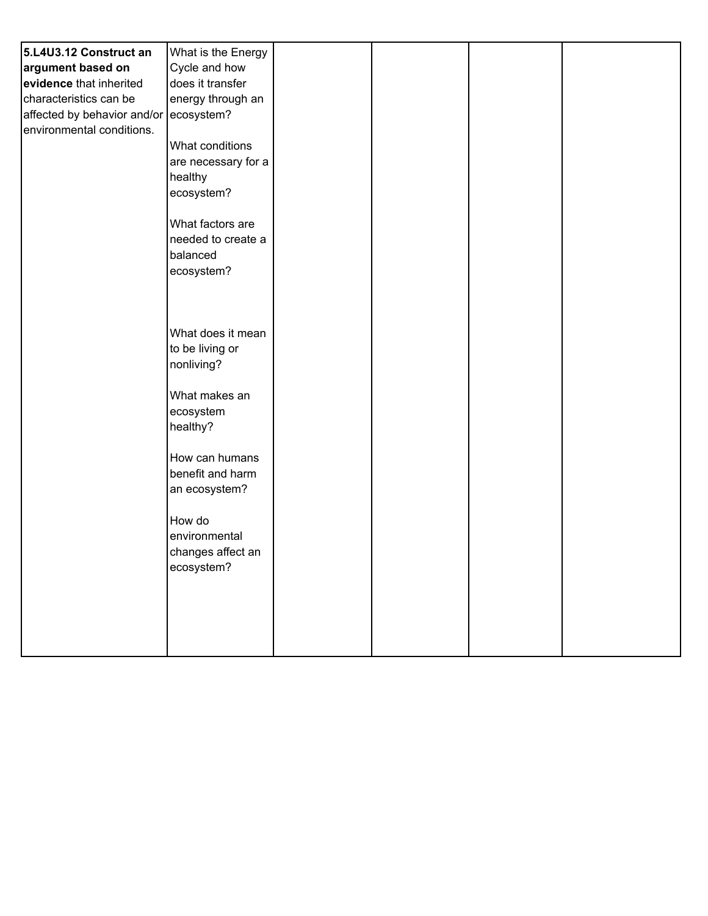| | | | | | |
|---|---|---|---|---|---|
| **5.L4U3.12 Construct an argument based on evidence** that inherited characteristics can be affected by behavior and/or environmental conditions. | What is the Energy Cycle and how does it transfer energy through an ecosystem?<br><br>What conditions are necessary for a healthy ecosystem?<br><br>What factors are needed to create a balanced ecosystem?<br><br>What does it mean to be living or nonliving?<br><br>What makes an ecosystem healthy?<br><br>How can humans benefit and harm an ecosystem?<br><br>How do environmental changes affect an ecosystem? | | | | |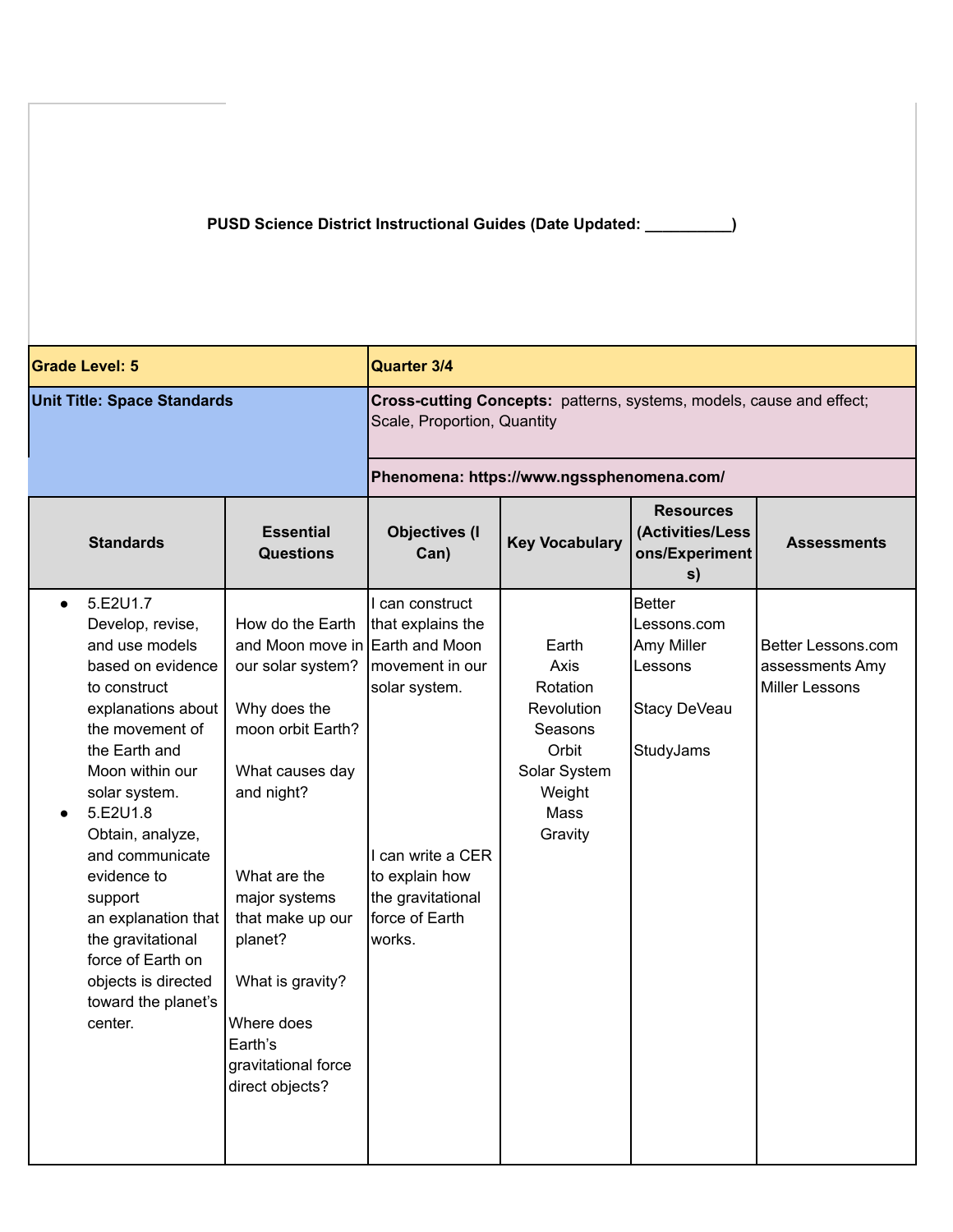**PUSD Science District Instructional Guides (Date Updated: __________)**

| | | | | | |
|---|---|---|---|---|---|
| **Grade Level: 5** | | **Quarter 3/4** | | | |
| **Unit Title: Space Standards** | | **Cross-cutting Concepts:** patterns, systems, models, cause and effect; Scale, Proportion, Quantity | | | |
| | | **Phenomena: https://www.ngssphenomena.com/** | | | |
| **Standards** | **Essential Questions** | **Objectives (I Can)** | **Key Vocabulary** | **Resources (Activities/Lessons/Experiments)** | **Assessments** |
| • 5.E2U1.7 Develop, revise, and use models based on evidence to construct explanations about the movement of the Earth and Moon within our solar system.<br>• 5.E2U1.8 Obtain, analyze, and communicate evidence to support an explanation that the gravitational force of Earth on objects is directed toward the planet's center. | How do the Earth and Moon move in our solar system?<br><br>Why does the moon orbit Earth?<br><br>What causes day and night?<br><br>What are the major systems that make up our planet?<br><br>What is gravity?<br><br>Where does Earth's gravitational force direct objects? | I can construct that explains the Earth and Moon movement in our solar system.<br><br>I can write a CER to explain how the gravitational force of Earth works. | Earth<br>Axis<br>Rotation<br>Revolution<br>Seasons<br>Orbit<br>Solar System<br>Weight<br>Mass<br>Gravity | Better Lessons.com Amy Miller Lessons<br><br>Stacy DeVeau<br><br>StudyJams | Better Lessons.com assessments Amy Miller Lessons |